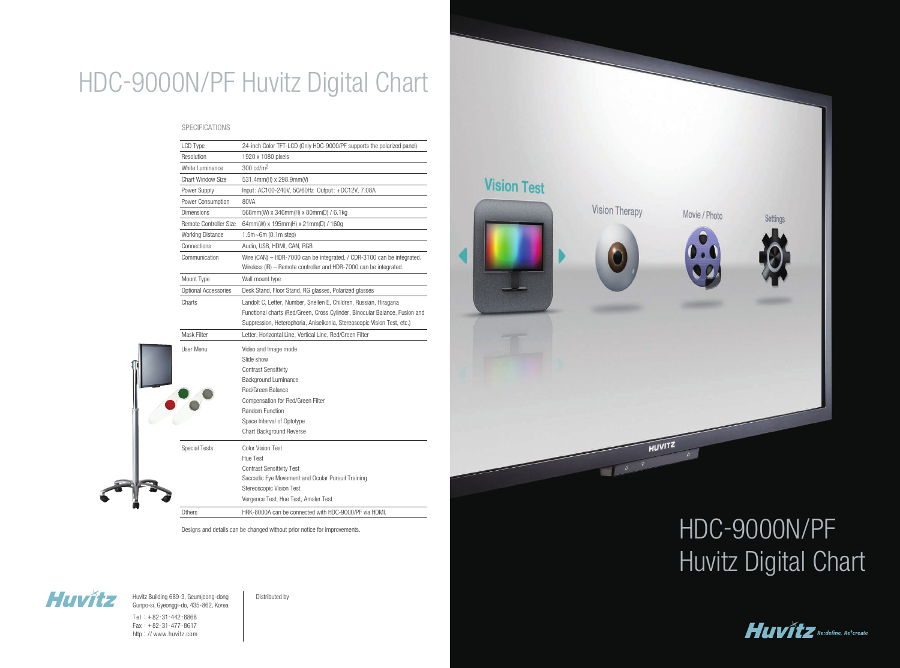# HDC-9000N/PF Huvitz Digital Chart

SPECIFICATIONS

| | |
|---|---|
| LCD Type | 24-inch Color TFT-LCD (Only HDC-9000/PF supports the polarized panel) |
| Resolution | 1920 x 1080 pixels |
| White Luminance | 300 cd/m$^2$ |
| Chart Window Size | 531.4mm(H) x 298.9mm(V) |
| Power Supply | Input : AC100-240V, 50/60Hz Output : +DC12V, 7.08A |
| Power Consumption | 80VA |
| Dimensions | 568mm(W) x 346mm(H) x 80mm(D) / 6.1kg |
| Remote Controller Size | 64mm(W) x 195mm(H) x 21mm(D) / 160g |
| Working Distance | 1.5m~6m (0.1m step) |
| Connections | Audio, USB, HDMI, CAN, RGB |
| Communication | Wire (CAN) – HDR-7000 can be integrated. / CDR-3100 can be integrated.<br>Wireless (IR) – Remote controller and HDR-7000 can be integrated. |
| Mount Type | Wall mount type |
| Optional Accessories | Desk Stand, Floor Stand, RG glasses, Polarized glasses |
| Charts | Landolt C, Letter, Number, Snellen E, Children, Russian, Hiragana<br>Functional charts (Red/Green, Cross Cylinder, Binocular Balance, Fusion and Suppression, Heterophoria, Aniseikonia, Stereoscopic Vision Test, etc.) |
| Mask Filter | Letter, Horizontal Line, Vertical Line, Red/Green Filter |
| User Menu | Video and Image mode<br>Slide show<br>Contrast Sensitivity<br>Background Luminance<br>Red/Green Balance<br>Compensation for Red/Green Filter<br>Random Function<br>Space Interval of Optotype<br>Chart Background Reverse |
| Special Tests | Color Vision Test<br>Hue Test<br>Contrast Sensitivity Test<br>Saccadic Eye Movement and Ocular Pursuit Training<br>Stereoscopic Vision Test<br>Vergence Test, Hue Test, Amsler Test |
| Others | HRK-8000A can be connected with HDC-9000/PF via HDMI. |

Designs and details can be changed without prior notice for improvements.

Vision Test

Vision Therapy

Movie / Photo

Settings

HUVITZ

Huvitz

Huvitz Building 689-3, Geumjeong-dong
Gunpo-si, Gyeonggi-do, 435-862, Korea

Tel : +82-31-442-8868
Fax : +82-31-477-8617
http : // www.huvitz.com

Distributed by

# HDC-9000N/PF Huvitz Digital Chart

Huvitz Re:define, Re:create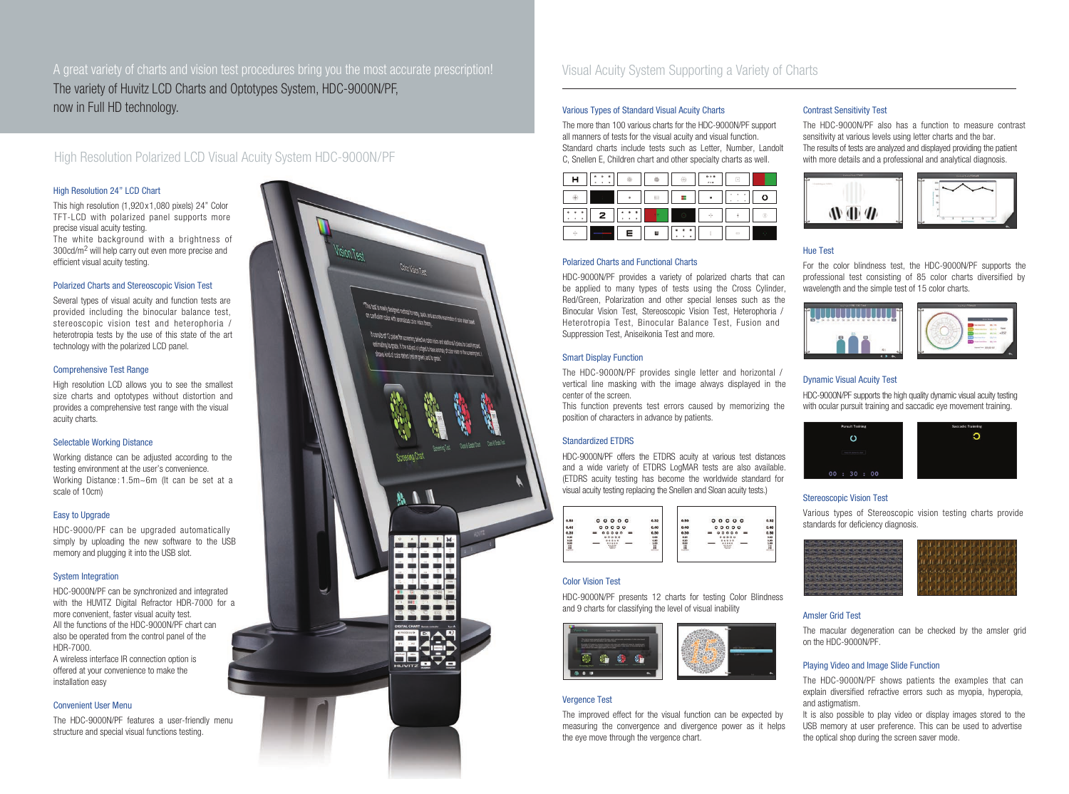A great variety of charts and vision test procedures bring you the most accurate prescription!
The variety of Huvitz LCD Charts and Optotypes System, HDC-9000N/PF,
now in Full HD technology.

## High Resolution Polarized LCD Visual Acuity System HDC-9000N/PF

### High Resolution 24" LCD Chart

This high resolution (1,920x1,080 pixels) 24" Color TFT-LCD with polarized panel supports more precise visual acuity testing.
The white background with a brightness of 300cd/m$^2$ will help carry out even more precise and efficient visual acuity testing.

### Polarized Charts and Stereoscopic Vision Test

Several types of visual acuity and function tests are provided including the binocular balance test, stereoscopic vision test and heterophoria / heterotropia tests by the use of this state of the art technology with the polarized LCD panel.

### Comprehensive Test Range

High resolution LCD allows you to see the smallest size charts and optotypes without distortion and provides a comprehensive test range with the visual acuity charts.

### Selectable Working Distance

Working distance can be adjusted according to the testing environment at the user's convenience.
Working Distance : 1.5m~6m (It can be set at a scale of 10cm)

### Easy to Upgrade

HDC-9000/PF can be upgraded automatically simply by uploading the new software to the USB memory and plugging it into the USB slot.

### System Integration

HDC-9000N/PF can be synchronized and integrated with the HUVITZ Digital Refractor HDR-7000 for a more convenient, faster visual acuity test.
All the functions of the HDC-9000N/PF chart can also be operated from the control panel of the HDR-7000.
A wireless interface IR connection option is offered at your convenience to make the installation easy

### Convenient User Menu

The HDC-9000N/PF features a user-friendly menu structure and special visual functions testing.

## Visual Acuity System Supporting a Variety of Charts

### Various Types of Standard Visual Acuity Charts

The more than 100 various charts for the HDC-9000N/PF support all manners of tests for the visual acuity and visual function. Standard charts include tests such as Letter, Number, Landolt C, Snellen E, Children chart and other specialty charts as well.

### Polarized Charts and Functional Charts

HDC-9000N/PF provides a variety of polarized charts that can be applied to many types of tests using the Cross Cylinder, Red/Green, Polarization and other special lenses such as the Binocular Vision Test, Stereoscopic Vision Test, Heterophoria / Heterotropia Test, Binocular Balance Test, Fusion and Suppression Test, Aniseikonia Test and more.

### Smart Display Function

The HDC-9000N/PF provides single letter and horizontal / vertical line masking with the image always displayed in the center of the screen.
This function prevents test errors caused by memorizing the position of characters in advance by patients.

### Standardized ETDRS

HDC-9000N/PF offers the ETDRS acuity at various test distances and a wide variety of ETDRS LogMAR tests are also available. (ETDRS acuity testing has become the worldwide standard for visual acuity testing replacing the Snellen and Sloan acuity tests.)

### Color Vision Test

HDC-9000N/PF presents 12 charts for testing Color Blindness and 9 charts for classifying the level of visual inability

### Vergence Test

The improved effect for the visual function can be expected by measuring the convergence and divergence power as it helps the eye move through the vergence chart.

### Contrast Sensitivity Test

The HDC-9000N/PF also has a function to measure contrast sensitivity at various levels using letter charts and the bar.
The results of tests are analyzed and displayed providing the patient with more details and a professional and analytical diagnosis.

### Hue Test

For the color blindness test, the HDC-9000N/PF supports the professional test consisting of 85 color charts diversified by wavelength and the simple test of 15 color charts.

### Dynamic Visual Acuity Test

HDC-9000N/PF supports the high quality dynamic visual acuity testing with ocular pursuit training and saccadic eye movement training.

### Stereoscopic Vision Test

Various types of Stereoscopic vision testing charts provide standards for deficiency diagnosis.

### Amsler Grid Test

The macular degeneration can be checked by the amsler grid on the HDC-9000N/PF.

### Playing Video and Image Slide Function

The HDC-9000N/PF shows patients the examples that can explain diversified refractive errors such as myopia, hyperopia, and astigmatism.
It is also possible to play video or display images stored to the USB memory at user preference. This can be used to advertise the optical shop during the screen saver mode.